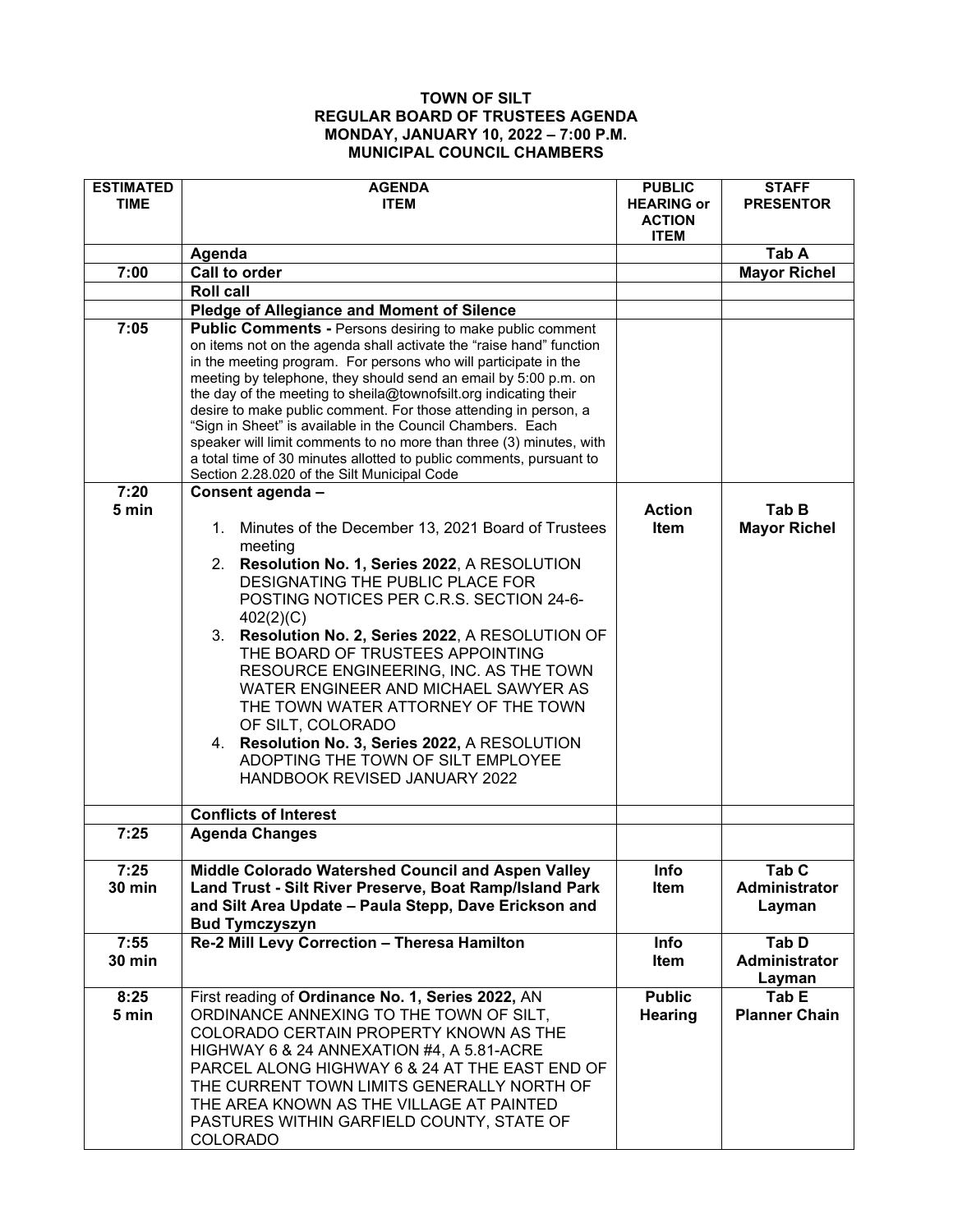# TOWN OF SILT
## REGULAR BOARD OF TRUSTEES AGENDA
## MONDAY, JANUARY 10, 2022 – 7:00 P.M.
## MUNICIPAL COUNCIL CHAMBERS

| ESTIMATED TIME | AGENDA ITEM | PUBLIC HEARING or ACTION ITEM | STAFF PRESENTOR |
|---|---|---|---|
| | **Agenda** | | **Tab A** |
| **7:00** | **Call to order** | | **Mayor Richel** |
| | **Roll call** | | |
| | **Pledge of Allegiance and Moment of Silence** | | |
| **7:05** | **Public Comments -** Persons desiring to make public comment on items not on the agenda shall activate the "raise hand" function in the meeting program. For persons who will participate in the meeting by telephone, they should send an email by 5:00 p.m. on the day of the meeting to sheila@townofsilt.org indicating their desire to make public comment. For those attending in person, a "Sign in Sheet" is available in the Council Chambers. Each speaker will limit comments to no more than three (3) minutes, with a total time of 30 minutes allotted to public comments, pursuant to Section 2.28.020 of the Silt Municipal Code | | |
| **7:20 5 min** | **Consent agenda –** 1. Minutes of the December 13, 2021 Board of Trustees meeting 2. **Resolution No. 1, Series 2022**, A RESOLUTION DESIGNATING THE PUBLIC PLACE FOR POSTING NOTICES PER C.R.S. SECTION 24-6-402(2)(C) 3. **Resolution No. 2, Series 2022**, A RESOLUTION OF THE BOARD OF TRUSTEES APPOINTING RESOURCE ENGINEERING, INC. AS THE TOWN WATER ENGINEER AND MICHAEL SAWYER AS THE TOWN WATER ATTORNEY OF THE TOWN OF SILT, COLORADO 4. **Resolution No. 3, Series 2022,** A RESOLUTION ADOPTING THE TOWN OF SILT EMPLOYEE HANDBOOK REVISED JANUARY 2022 | **Action Item** | **Tab B Mayor Richel** |
| | **Conflicts of Interest** | | |
| **7:25** | **Agenda Changes** | | |
| **7:25 30 min** | **Middle Colorado Watershed Council and Aspen Valley Land Trust - Silt River Preserve, Boat Ramp/Island Park and Silt Area Update – Paula Stepp, Dave Erickson and Bud Tymczyszyn** | **Info Item** | **Tab C Administrator Layman** |
| **7:55 30 min** | **Re-2 Mill Levy Correction – Theresa Hamilton** | **Info Item** | **Tab D Administrator Layman** |
| **8:25 5 min** | First reading of **Ordinance No. 1, Series 2022,** AN ORDINANCE ANNEXING TO THE TOWN OF SILT, COLORADO CERTAIN PROPERTY KNOWN AS THE HIGHWAY 6 & 24 ANNEXATION #4, A 5.81-ACRE PARCEL ALONG HIGHWAY 6 & 24 AT THE EAST END OF THE CURRENT TOWN LIMITS GENERALLY NORTH OF THE AREA KNOWN AS THE VILLAGE AT PAINTED PASTURES WITHIN GARFIELD COUNTY, STATE OF COLORADO | **Public Hearing** | **Tab E Planner Chain** |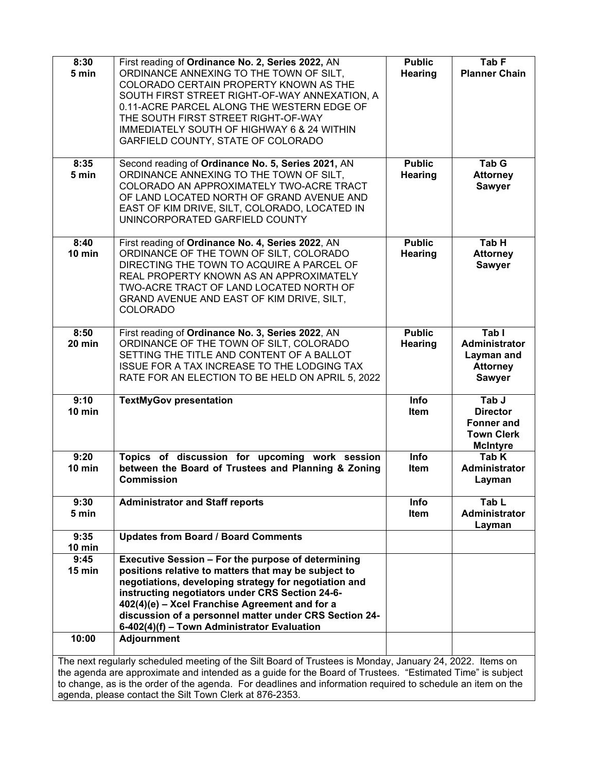| | | | |
|---|---|---|---|
| 8:30<br>5 min | First reading of **Ordinance No. 2, Series 2022,** AN ORDINANCE ANNEXING TO THE TOWN OF SILT, COLORADO CERTAIN PROPERTY KNOWN AS THE SOUTH FIRST STREET RIGHT-OF-WAY ANNEXATION, A 0.11-ACRE PARCEL ALONG THE WESTERN EDGE OF THE SOUTH FIRST STREET RIGHT-OF-WAY IMMEDIATELY SOUTH OF HIGHWAY 6 & 24 WITHIN GARFIELD COUNTY, STATE OF COLORADO | **Public Hearing** | **Tab F**<br>**Planner Chain** |
| 8:35<br>5 min | Second reading of **Ordinance No. 5, Series 2021,** AN ORDINANCE ANNEXING TO THE TOWN OF SILT, COLORADO AN APPROXIMATELY TWO-ACRE TRACT OF LAND LOCATED NORTH OF GRAND AVENUE AND EAST OF KIM DRIVE, SILT, COLORADO, LOCATED IN UNINCORPORATED GARFIELD COUNTY | **Public Hearing** | **Tab G**<br>**Attorney Sawyer** |
| 8:40<br>10 min | First reading of **Ordinance No. 4, Series 2022**, AN ORDINANCE OF THE TOWN OF SILT, COLORADO DIRECTING THE TOWN TO ACQUIRE A PARCEL OF REAL PROPERTY KNOWN AS AN APPROXIMATELY TWO-ACRE TRACT OF LAND LOCATED NORTH OF GRAND AVENUE AND EAST OF KIM DRIVE, SILT, COLORADO | **Public Hearing** | **Tab H**<br>**Attorney Sawyer** |
| 8:50<br>20 min | First reading of **Ordinance No. 3, Series 2022**, AN ORDINANCE OF THE TOWN OF SILT, COLORADO SETTING THE TITLE AND CONTENT OF A BALLOT ISSUE FOR A TAX INCREASE TO THE LODGING TAX RATE FOR AN ELECTION TO BE HELD ON APRIL 5, 2022 | **Public Hearing** | **Tab I**<br>**Administrator Layman and Attorney Sawyer** |
| 9:10<br>10 min | **TextMyGov presentation** | **Info Item** | **Tab J**<br>**Director Fonner and Town Clerk McIntyre** |
| 9:20<br>10 min | **Topics of discussion for upcoming work session between the Board of Trustees and Planning & Zoning Commission** | **Info Item** | **Tab K**<br>**Administrator Layman** |
| 9:30<br>5 min | **Administrator and Staff reports** | **Info Item** | **Tab L**<br>**Administrator Layman** |
| 9:35<br>10 min | **Updates from Board / Board Comments** | | |
| 9:45<br>15 min | **Executive Session – For the purpose of determining positions relative to matters that may be subject to negotiations, developing strategy for negotiation and instructing negotiators under CRS Section 24-6-402(4)(e) – Xcel Franchise Agreement and for a discussion of a personnel matter under CRS Section 24-6-402(4)(f) – Town Administrator Evaluation** | | |
| 10:00 | **Adjournment** | | |

The next regularly scheduled meeting of the Silt Board of Trustees is Monday, January 24, 2022. Items on the agenda are approximate and intended as a guide for the Board of Trustees. "Estimated Time" is subject to change, as is the order of the agenda. For deadlines and information required to schedule an item on the agenda, please contact the Silt Town Clerk at 876-2353.